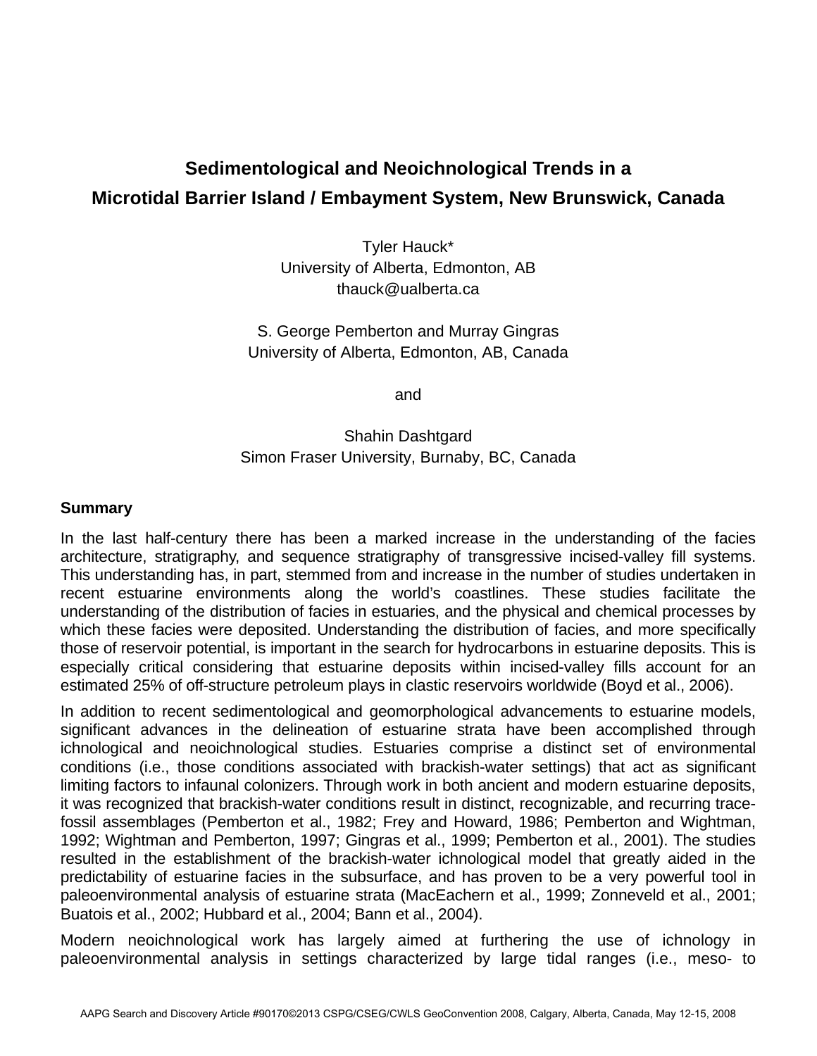# Sedimentological and Neoichnological Trends in a Microtidal Barrier Island / Embayment System, New Brunswick, Canada

Tyler Hauck*
University of Alberta, Edmonton, AB
thauck@ualberta.ca

S. George Pemberton and Murray Gingras
University of Alberta, Edmonton, AB, Canada

and

Shahin Dashtgard
Simon Fraser University, Burnaby, BC, Canada

## Summary

In the last half-century there has been a marked increase in the understanding of the facies architecture, stratigraphy, and sequence stratigraphy of transgressive incised-valley fill systems. This understanding has, in part, stemmed from and increase in the number of studies undertaken in recent estuarine environments along the world's coastlines. These studies facilitate the understanding of the distribution of facies in estuaries, and the physical and chemical processes by which these facies were deposited. Understanding the distribution of facies, and more specifically those of reservoir potential, is important in the search for hydrocarbons in estuarine deposits. This is especially critical considering that estuarine deposits within incised-valley fills account for an estimated 25% of off-structure petroleum plays in clastic reservoirs worldwide (Boyd et al., 2006).

In addition to recent sedimentological and geomorphological advancements to estuarine models, significant advances in the delineation of estuarine strata have been accomplished through ichnological and neoichnological studies. Estuaries comprise a distinct set of environmental conditions (i.e., those conditions associated with brackish-water settings) that act as significant limiting factors to infaunal colonizers. Through work in both ancient and modern estuarine deposits, it was recognized that brackish-water conditions result in distinct, recognizable, and recurring trace-fossil assemblages (Pemberton et al., 1982; Frey and Howard, 1986; Pemberton and Wightman, 1992; Wightman and Pemberton, 1997; Gingras et al., 1999; Pemberton et al., 2001). The studies resulted in the establishment of the brackish-water ichnological model that greatly aided in the predictability of estuarine facies in the subsurface, and has proven to be a very powerful tool in paleoenvironmental analysis of estuarine strata (MacEachern et al., 1999; Zonneveld et al., 2001; Buatois et al., 2002; Hubbard et al., 2004; Bann et al., 2004).

Modern neoichnological work has largely aimed at furthering the use of ichnology in paleoenvironmental analysis in settings characterized by large tidal ranges (i.e., meso- to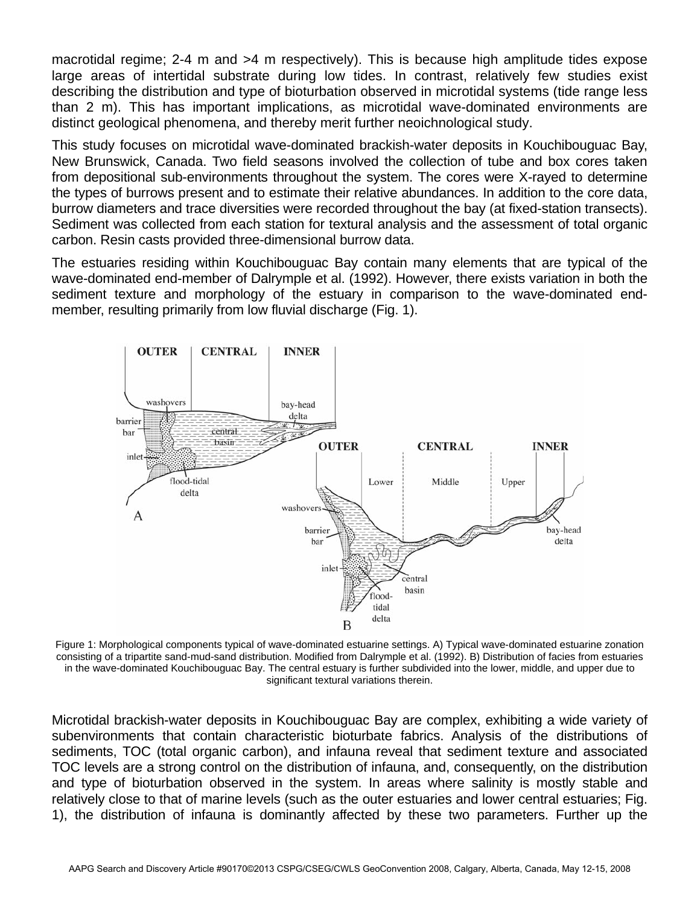macrotidal regime; 2-4 m and >4 m respectively). This is because high amplitude tides expose large areas of intertidal substrate during low tides. In contrast, relatively few studies exist describing the distribution and type of bioturbation observed in microtidal systems (tide range less than 2 m). This has important implications, as microtidal wave-dominated environments are distinct geological phenomena, and thereby merit further neoichnological study.

This study focuses on microtidal wave-dominated brackish-water deposits in Kouchibouguac Bay, New Brunswick, Canada. Two field seasons involved the collection of tube and box cores taken from depositional sub-environments throughout the system. The cores were X-rayed to determine the types of burrows present and to estimate their relative abundances. In addition to the core data, burrow diameters and trace diversities were recorded throughout the bay (at fixed-station transects). Sediment was collected from each station for textural analysis and the assessment of total organic carbon. Resin casts provided three-dimensional burrow data.

The estuaries residing within Kouchibouguac Bay contain many elements that are typical of the wave-dominated end-member of Dalrymple et al. (1992). However, there exists variation in both the sediment texture and morphology of the estuary in comparison to the wave-dominated end-member, resulting primarily from low fluvial discharge (Fig. 1).

Figure 1: Morphological components typical of wave-dominated estuarine settings. A) Typical wave-dominated estuarine zonation consisting of a tripartite sand-mud-sand distribution. Modified from Dalrymple et al. (1992). B) Distribution of facies from estuaries in the wave-dominated Kouchibouguac Bay. The central estuary is further subdivided into the lower, middle, and upper due to significant textural variations therein.

Microtidal brackish-water deposits in Kouchibouguac Bay are complex, exhibiting a wide variety of subenvironments that contain characteristic bioturbate fabrics. Analysis of the distributions of sediments, TOC (total organic carbon), and infauna reveal that sediment texture and associated TOC levels are a strong control on the distribution of infauna, and, consequently, on the distribution and type of bioturbation observed in the system. In areas where salinity is mostly stable and relatively close to that of marine levels (such as the outer estuaries and lower central estuaries; Fig. 1), the distribution of infauna is dominantly affected by these two parameters. Further up the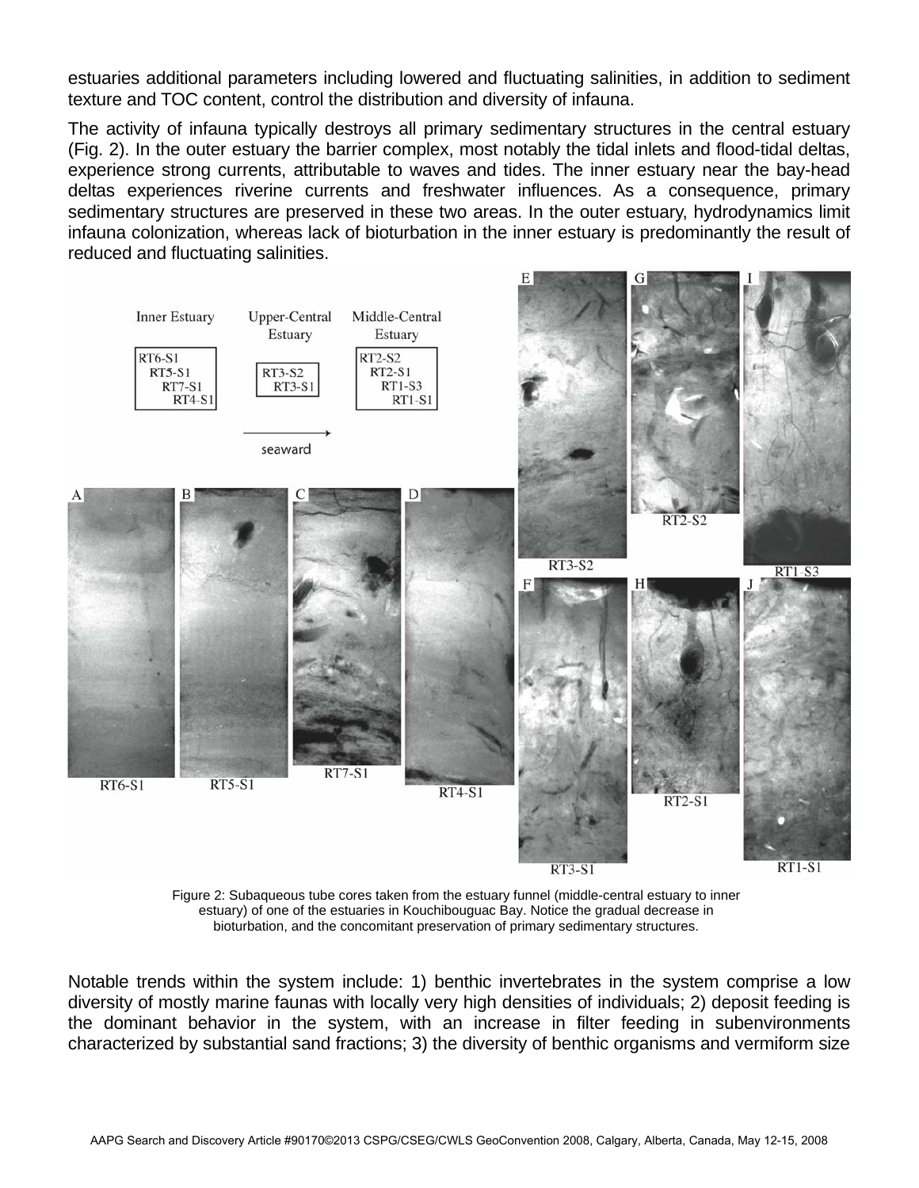estuaries additional parameters including lowered and fluctuating salinities, in addition to sediment texture and TOC content, control the distribution and diversity of infauna.

The activity of infauna typically destroys all primary sedimentary structures in the central estuary (Fig. 2). In the outer estuary the barrier complex, most notably the tidal inlets and flood-tidal deltas, experience strong currents, attributable to waves and tides. The inner estuary near the bay-head deltas experiences riverine currents and freshwater influences. As a consequence, primary sedimentary structures are preserved in these two areas. In the outer estuary, hydrodynamics limit infauna colonization, whereas lack of bioturbation in the inner estuary is predominantly the result of reduced and fluctuating salinities.

Figure 2: Subaqueous tube cores taken from the estuary funnel (middle-central estuary to inner estuary) of one of the estuaries in Kouchibouguac Bay. Notice the gradual decrease in bioturbation, and the concomitant preservation of primary sedimentary structures.

Notable trends within the system include: 1) benthic invertebrates in the system comprise a low diversity of mostly marine faunas with locally very high densities of individuals; 2) deposit feeding is the dominant behavior in the system, with an increase in filter feeding in subenvironments characterized by substantial sand fractions; 3) the diversity of benthic organisms and vermiform size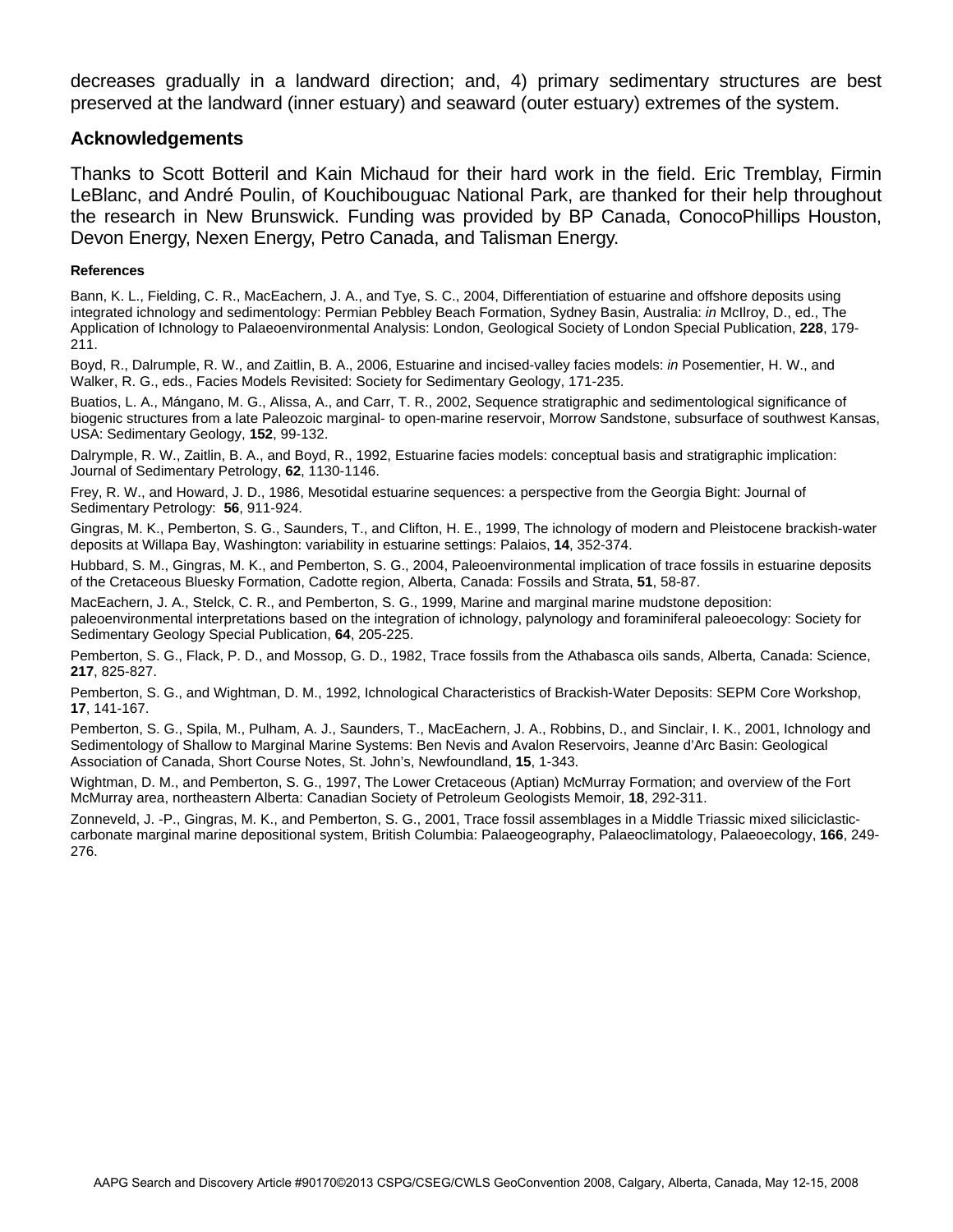decreases gradually in a landward direction; and, 4) primary sedimentary structures are best preserved at the landward (inner estuary) and seaward (outer estuary) extremes of the system.

## Acknowledgements

Thanks to Scott Botteril and Kain Michaud for their hard work in the field. Eric Tremblay, Firmin LeBlanc, and André Poulin, of Kouchibouguac National Park, are thanked for their help throughout the research in New Brunswick. Funding was provided by BP Canada, ConocoPhillips Houston, Devon Energy, Nexen Energy, Petro Canada, and Talisman Energy.

### References

Bann, K. L., Fielding, C. R., MacEachern, J. A., and Tye, S. C., 2004, Differentiation of estuarine and offshore deposits using integrated ichnology and sedimentology: Permian Pebbley Beach Formation, Sydney Basin, Australia: *in* McIlroy, D., ed., The Application of Ichnology to Palaeoenvironmental Analysis: London, Geological Society of London Special Publication, **228**, 179-211.

Boyd, R., Dalrumple, R. W., and Zaitlin, B. A., 2006, Estuarine and incised-valley facies models: *in* Posementier, H. W., and Walker, R. G., eds., Facies Models Revisited: Society for Sedimentary Geology, 171-235.

Buatios, L. A., Mángano, M. G., Alissa, A., and Carr, T. R., 2002, Sequence stratigraphic and sedimentological significance of biogenic structures from a late Paleozoic marginal- to open-marine reservoir, Morrow Sandstone, subsurface of southwest Kansas, USA: Sedimentary Geology, **152**, 99-132.

Dalrymple, R. W., Zaitlin, B. A., and Boyd, R., 1992, Estuarine facies models: conceptual basis and stratigraphic implication: Journal of Sedimentary Petrology, **62**, 1130-1146.

Frey, R. W., and Howard, J. D., 1986, Mesotidal estuarine sequences: a perspective from the Georgia Bight: Journal of Sedimentary Petrology: **56**, 911-924.

Gingras, M. K., Pemberton, S. G., Saunders, T., and Clifton, H. E., 1999, The ichnology of modern and Pleistocene brackish-water deposits at Willapa Bay, Washington: variability in estuarine settings: Palaios, **14**, 352-374.

Hubbard, S. M., Gingras, M. K., and Pemberton, S. G., 2004, Paleoenvironmental implication of trace fossils in estuarine deposits of the Cretaceous Bluesky Formation, Cadotte region, Alberta, Canada: Fossils and Strata, **51**, 58-87.

MacEachern, J. A., Stelck, C. R., and Pemberton, S. G., 1999, Marine and marginal marine mudstone deposition: paleoenvironmental interpretations based on the integration of ichnology, palynology and foraminiferal paleoecology: Society for Sedimentary Geology Special Publication, **64**, 205-225.

Pemberton, S. G., Flack, P. D., and Mossop, G. D., 1982, Trace fossils from the Athabasca oils sands, Alberta, Canada: Science, **217**, 825-827.

Pemberton, S. G., and Wightman, D. M., 1992, Ichnological Characteristics of Brackish-Water Deposits: SEPM Core Workshop, **17**, 141-167.

Pemberton, S. G., Spila, M., Pulham, A. J., Saunders, T., MacEachern, J. A., Robbins, D., and Sinclair, I. K., 2001, Ichnology and Sedimentology of Shallow to Marginal Marine Systems: Ben Nevis and Avalon Reservoirs, Jeanne d'Arc Basin: Geological Association of Canada, Short Course Notes, St. John's, Newfoundland, **15**, 1-343.

Wightman, D. M., and Pemberton, S. G., 1997, The Lower Cretaceous (Aptian) McMurray Formation; and overview of the Fort McMurray area, northeastern Alberta: Canadian Society of Petroleum Geologists Memoir, **18**, 292-311.

Zonneveld, J. -P., Gingras, M. K., and Pemberton, S. G., 2001, Trace fossil assemblages in a Middle Triassic mixed siliciclastic-carbonate marginal marine depositional system, British Columbia: Palaeogeography, Palaeoclimatology, Palaeoecology, **166**, 249-276.